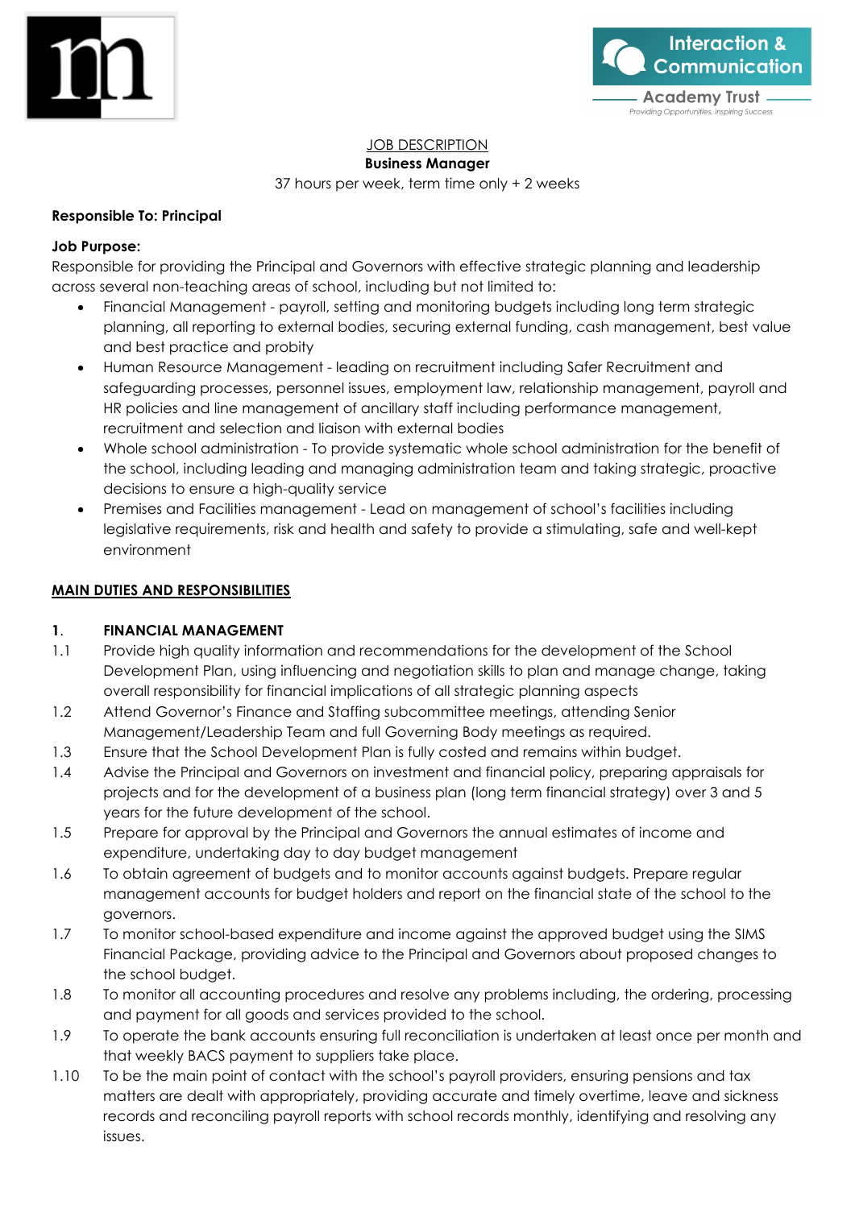JOB DESCRIPTION

**Business Manager**

37 hours per week, term time only + 2 weeks

**Responsible To: Principal**

**Job Purpose:**

Responsible for providing the Principal and Governors with effective strategic planning and leadership across several non-teaching areas of school, including but not limited to:

- Financial Management - payroll, setting and monitoring budgets including long term strategic planning, all reporting to external bodies, securing external funding, cash management, best value and best practice and probity
- Human Resource Management - leading on recruitment including Safer Recruitment and safeguarding processes, personnel issues, employment law, relationship management, payroll and HR policies and line management of ancillary staff including performance management, recruitment and selection and liaison with external bodies
- Whole school administration - To provide systematic whole school administration for the benefit of the school, including leading and managing administration team and taking strategic, proactive decisions to ensure a high-quality service
- Premises and Facilities management - Lead on management of school's facilities including legislative requirements, risk and health and safety to provide a stimulating, safe and well-kept environment

## MAIN DUTIES AND RESPONSIBILITIES

### 1. FINANCIAL MANAGEMENT

1.1 Provide high quality information and recommendations for the development of the School Development Plan, using influencing and negotiation skills to plan and manage change, taking overall responsibility for financial implications of all strategic planning aspects

1.2 Attend Governor's Finance and Staffing subcommittee meetings, attending Senior Management/Leadership Team and full Governing Body meetings as required.

1.3 Ensure that the School Development Plan is fully costed and remains within budget.

1.4 Advise the Principal and Governors on investment and financial policy, preparing appraisals for projects and for the development of a business plan (long term financial strategy) over 3 and 5 years for the future development of the school.

1.5 Prepare for approval by the Principal and Governors the annual estimates of income and expenditure, undertaking day to day budget management

1.6 To obtain agreement of budgets and to monitor accounts against budgets. Prepare regular management accounts for budget holders and report on the financial state of the school to the governors.

1.7 To monitor school-based expenditure and income against the approved budget using the SIMS Financial Package, providing advice to the Principal and Governors about proposed changes to the school budget.

1.8 To monitor all accounting procedures and resolve any problems including, the ordering, processing and payment for all goods and services provided to the school.

1.9 To operate the bank accounts ensuring full reconciliation is undertaken at least once per month and that weekly BACS payment to suppliers take place.

1.10 To be the main point of contact with the school's payroll providers, ensuring pensions and tax matters are dealt with appropriately, providing accurate and timely overtime, leave and sickness records and reconciling payroll reports with school records monthly, identifying and resolving any issues.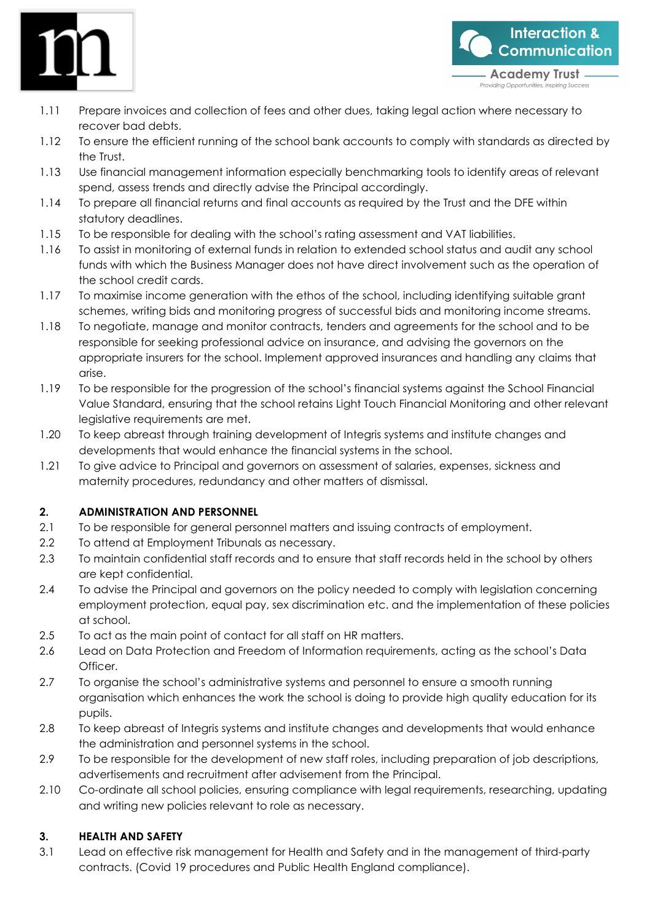1.11 Prepare invoices and collection of fees and other dues, taking legal action where necessary to recover bad debts.

1.12 To ensure the efficient running of the school bank accounts to comply with standards as directed by the Trust.

1.13 Use financial management information especially benchmarking tools to identify areas of relevant spend, assess trends and directly advise the Principal accordingly.

1.14 To prepare all financial returns and final accounts as required by the Trust and the DFE within statutory deadlines.

1.15 To be responsible for dealing with the school's rating assessment and VAT liabilities.

1.16 To assist in monitoring of external funds in relation to extended school status and audit any school funds with which the Business Manager does not have direct involvement such as the operation of the school credit cards.

1.17 To maximise income generation with the ethos of the school, including identifying suitable grant schemes, writing bids and monitoring progress of successful bids and monitoring income streams.

1.18 To negotiate, manage and monitor contracts, tenders and agreements for the school and to be responsible for seeking professional advice on insurance, and advising the governors on the appropriate insurers for the school. Implement approved insurances and handling any claims that arise.

1.19 To be responsible for the progression of the school's financial systems against the School Financial Value Standard, ensuring that the school retains Light Touch Financial Monitoring and other relevant legislative requirements are met.

1.20 To keep abreast through training development of Integris systems and institute changes and developments that would enhance the financial systems in the school.

1.21 To give advice to Principal and governors on assessment of salaries, expenses, sickness and maternity procedures, redundancy and other matters of dismissal.

## 2. ADMINISTRATION AND PERSONNEL

2.1 To be responsible for general personnel matters and issuing contracts of employment.

2.2 To attend at Employment Tribunals as necessary.

2.3 To maintain confidential staff records and to ensure that staff records held in the school by others are kept confidential.

2.4 To advise the Principal and governors on the policy needed to comply with legislation concerning employment protection, equal pay, sex discrimination etc. and the implementation of these policies at school.

2.5 To act as the main point of contact for all staff on HR matters.

2.6 Lead on Data Protection and Freedom of Information requirements, acting as the school's Data Officer.

2.7 To organise the school's administrative systems and personnel to ensure a smooth running organisation which enhances the work the school is doing to provide high quality education for its pupils.

2.8 To keep abreast of Integris systems and institute changes and developments that would enhance the administration and personnel systems in the school.

2.9 To be responsible for the development of new staff roles, including preparation of job descriptions, advertisements and recruitment after advisement from the Principal.

2.10 Co-ordinate all school policies, ensuring compliance with legal requirements, researching, updating and writing new policies relevant to role as necessary.

## 3. HEALTH AND SAFETY

3.1 Lead on effective risk management for Health and Safety and in the management of third-party contracts. (Covid 19 procedures and Public Health England compliance).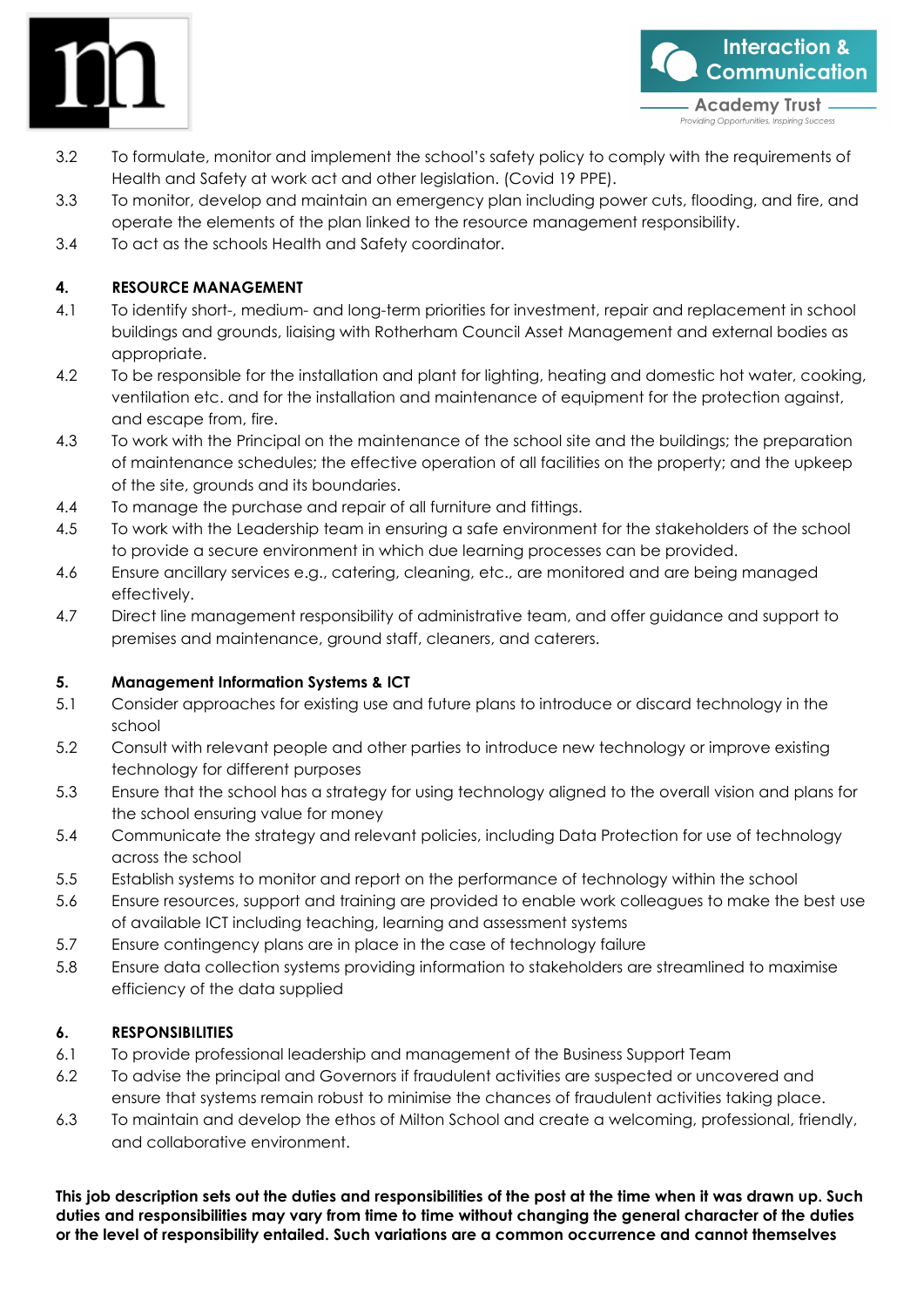3.2 To formulate, monitor and implement the school's safety policy to comply with the requirements of Health and Safety at work act and other legislation. (Covid 19 PPE).

3.3 To monitor, develop and maintain an emergency plan including power cuts, flooding, and fire, and operate the elements of the plan linked to the resource management responsibility.

3.4 To act as the schools Health and Safety coordinator.

**4. RESOURCE MANAGEMENT**

4.1 To identify short-, medium- and long-term priorities for investment, repair and replacement in school buildings and grounds, liaising with Rotherham Council Asset Management and external bodies as appropriate.

4.2 To be responsible for the installation and plant for lighting, heating and domestic hot water, cooking, ventilation etc. and for the installation and maintenance of equipment for the protection against, and escape from, fire.

4.3 To work with the Principal on the maintenance of the school site and the buildings; the preparation of maintenance schedules; the effective operation of all facilities on the property; and the upkeep of the site, grounds and its boundaries.

4.4 To manage the purchase and repair of all furniture and fittings.

4.5 To work with the Leadership team in ensuring a safe environment for the stakeholders of the school to provide a secure environment in which due learning processes can be provided.

4.6 Ensure ancillary services e.g., catering, cleaning, etc., are monitored and are being managed effectively.

4.7 Direct line management responsibility of administrative team, and offer guidance and support to premises and maintenance, ground staff, cleaners, and caterers.

**5. Management Information Systems & ICT**

5.1 Consider approaches for existing use and future plans to introduce or discard technology in the school

5.2 Consult with relevant people and other parties to introduce new technology or improve existing technology for different purposes

5.3 Ensure that the school has a strategy for using technology aligned to the overall vision and plans for the school ensuring value for money

5.4 Communicate the strategy and relevant policies, including Data Protection for use of technology across the school

5.5 Establish systems to monitor and report on the performance of technology within the school

5.6 Ensure resources, support and training are provided to enable work colleagues to make the best use of available ICT including teaching, learning and assessment systems

5.7 Ensure contingency plans are in place in the case of technology failure

5.8 Ensure data collection systems providing information to stakeholders are streamlined to maximise efficiency of the data supplied

**6. RESPONSIBILITIES**

6.1 To provide professional leadership and management of the Business Support Team

6.2 To advise the principal and Governors if fraudulent activities are suspected or uncovered and ensure that systems remain robust to minimise the chances of fraudulent activities taking place.

6.3 To maintain and develop the ethos of Milton School and create a welcoming, professional, friendly, and collaborative environment.

**This job description sets out the duties and responsibilities of the post at the time when it was drawn up. Such duties and responsibilities may vary from time to time without changing the general character of the duties or the level of responsibility entailed. Such variations are a common occurrence and cannot themselves**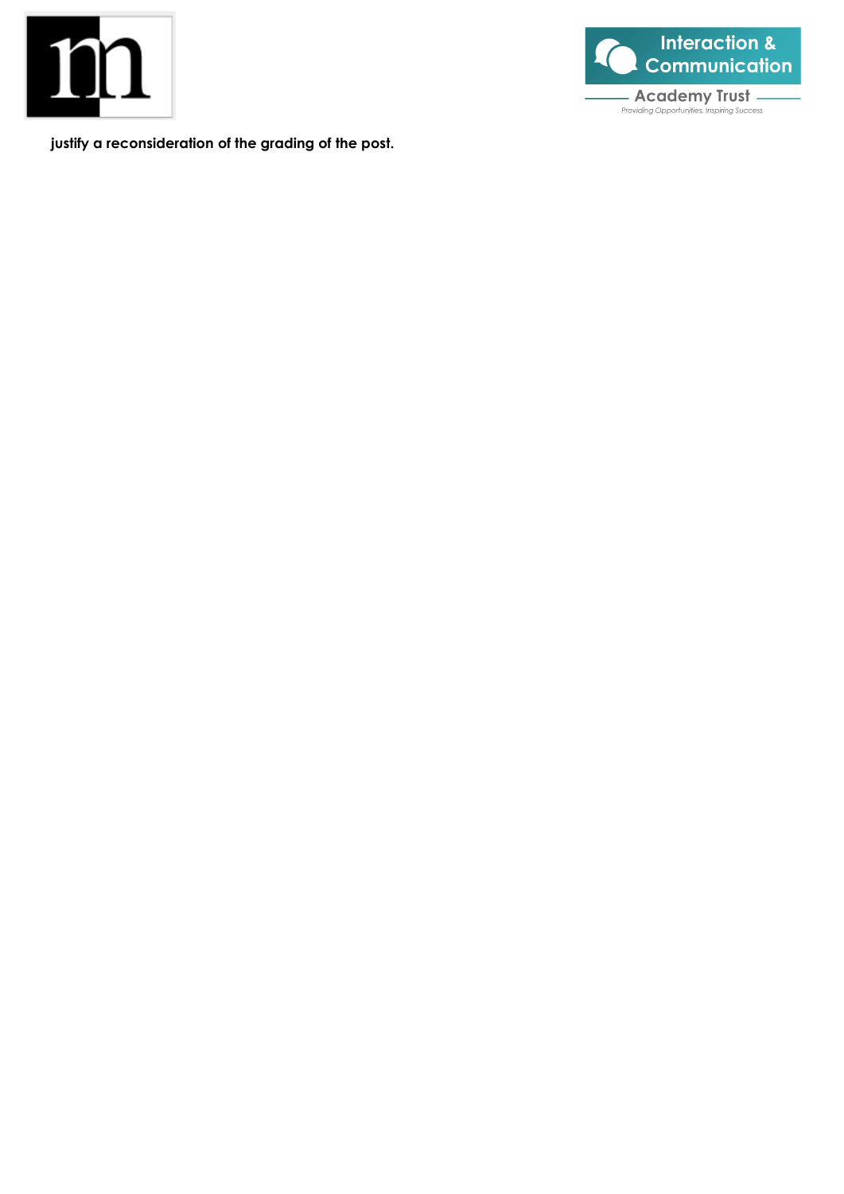**justify a reconsideration of the grading of the post.**